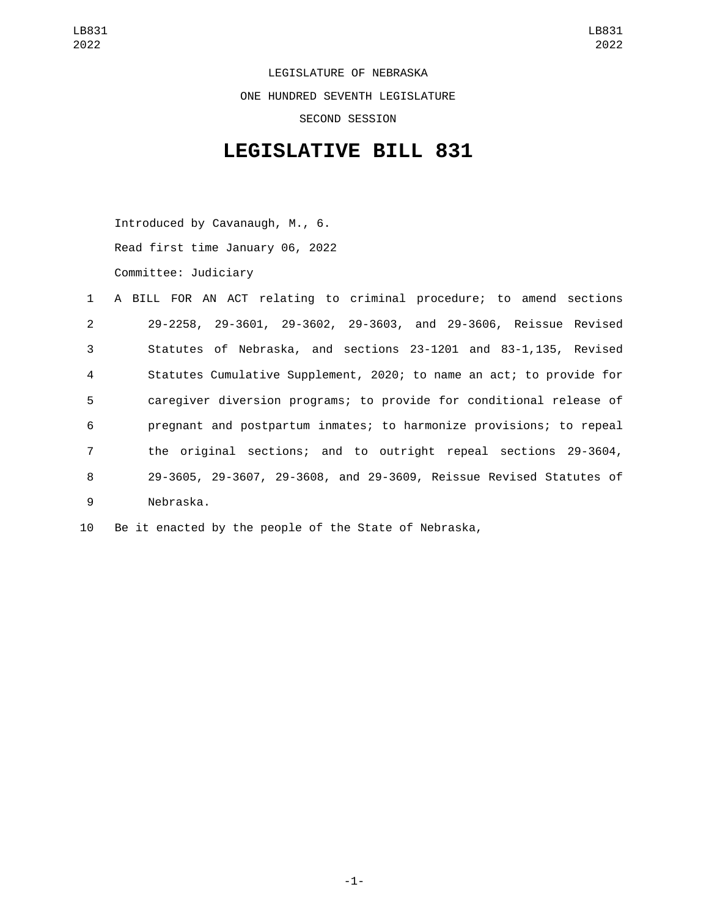LEGISLATURE OF NEBRASKA

ONE HUNDRED SEVENTH LEGISLATURE

SECOND SESSION

# LEGISLATIVE BILL 831

Introduced by Cavanaugh, M., 6.

Read first time January 06, 2022

Committee: Judiciary

A BILL FOR AN ACT relating to criminal procedure; to amend sections 29-2258, 29-3601, 29-3602, 29-3603, and 29-3606, Reissue Revised Statutes of Nebraska, and sections 23-1201 and 83-1,135, Revised Statutes Cumulative Supplement, 2020; to name an act; to provide for caregiver diversion programs; to provide for conditional release of pregnant and postpartum inmates; to harmonize provisions; to repeal the original sections; and to outright repeal sections 29-3604, 29-3605, 29-3607, 29-3608, and 29-3609, Reissue Revised Statutes of Nebraska.

Be it enacted by the people of the State of Nebraska,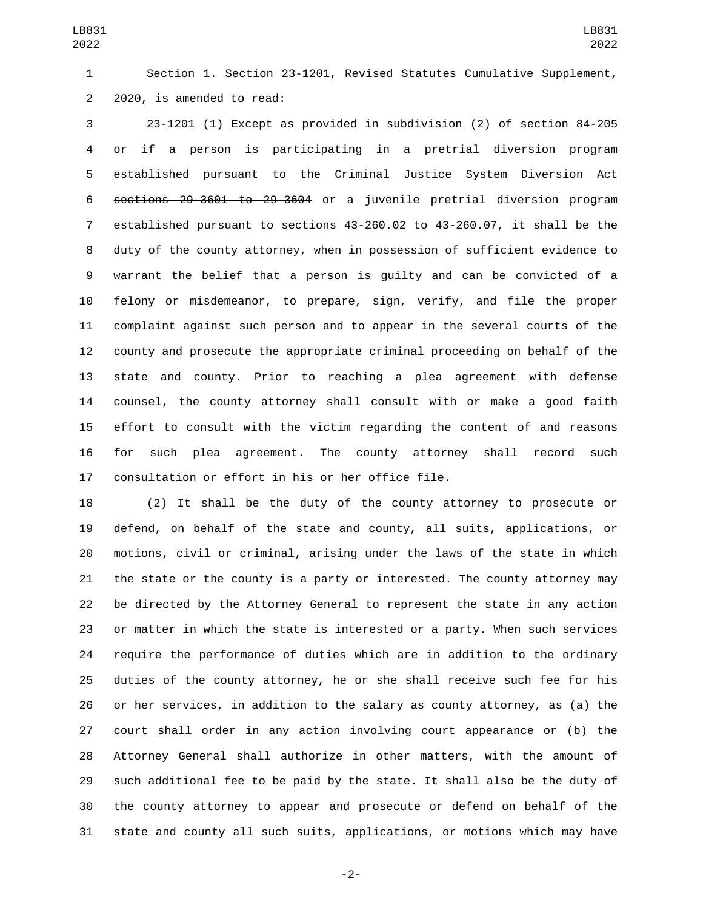Section 1. Section 23-1201, Revised Statutes Cumulative Supplement, 2020, is amended to read:

23-1201 (1) Except as provided in subdivision (2) of section 84-205 or if a person is participating in a pretrial diversion program established pursuant to <u>the Criminal Justice System Diversion Act</u> ~~sections 29-3601 to 29-3604~~ or a juvenile pretrial diversion program established pursuant to sections 43-260.02 to 43-260.07, it shall be the duty of the county attorney, when in possession of sufficient evidence to warrant the belief that a person is guilty and can be convicted of a felony or misdemeanor, to prepare, sign, verify, and file the proper complaint against such person and to appear in the several courts of the county and prosecute the appropriate criminal proceeding on behalf of the state and county. Prior to reaching a plea agreement with defense counsel, the county attorney shall consult with or make a good faith effort to consult with the victim regarding the content of and reasons for such plea agreement. The county attorney shall record such consultation or effort in his or her office file.

(2) It shall be the duty of the county attorney to prosecute or defend, on behalf of the state and county, all suits, applications, or motions, civil or criminal, arising under the laws of the state in which the state or the county is a party or interested. The county attorney may be directed by the Attorney General to represent the state in any action or matter in which the state is interested or a party. When such services require the performance of duties which are in addition to the ordinary duties of the county attorney, he or she shall receive such fee for his or her services, in addition to the salary as county attorney, as (a) the court shall order in any action involving court appearance or (b) the Attorney General shall authorize in other matters, with the amount of such additional fee to be paid by the state. It shall also be the duty of the county attorney to appear and prosecute or defend on behalf of the state and county all such suits, applications, or motions which may have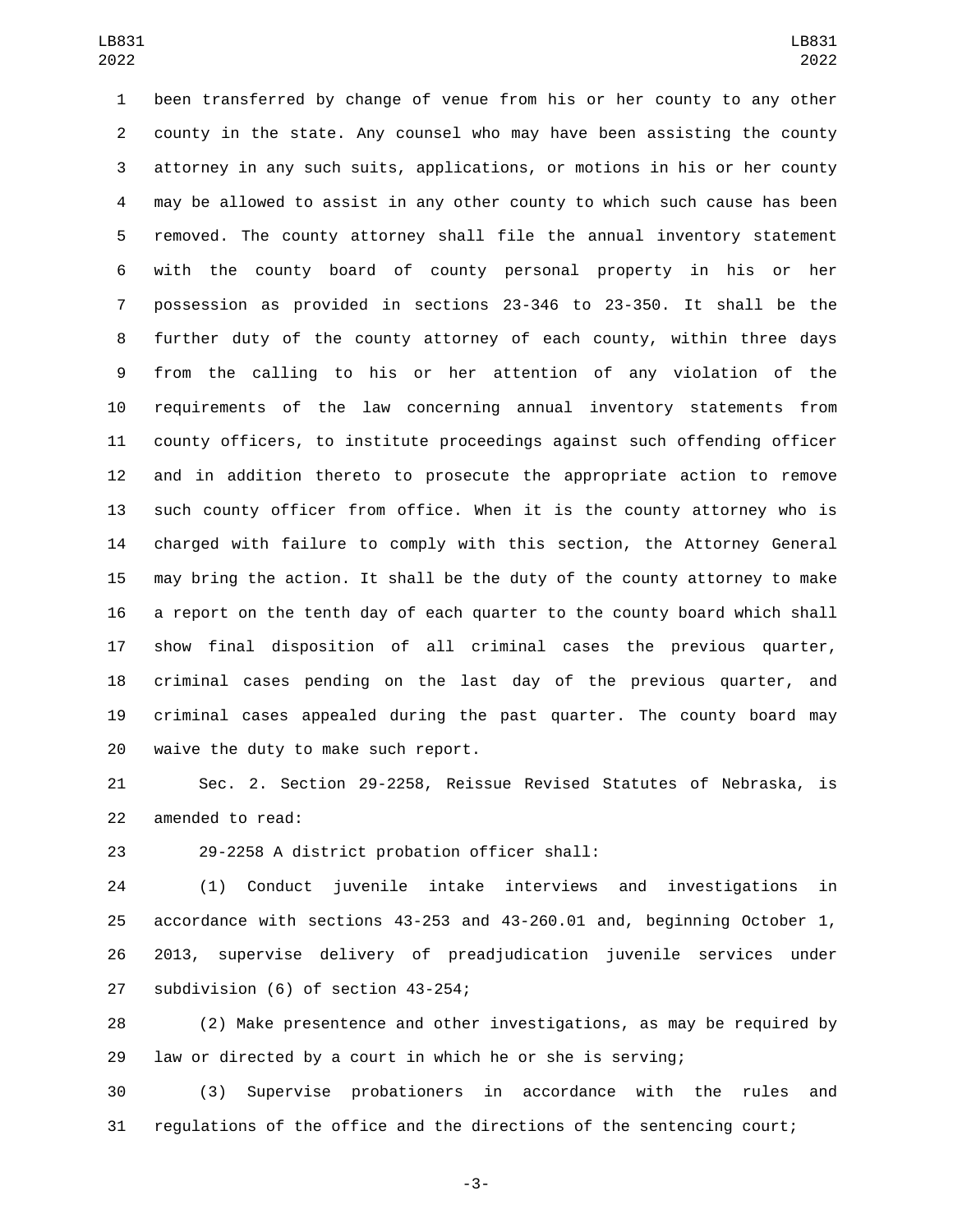been transferred by change of venue from his or her county to any other county in the state. Any counsel who may have been assisting the county attorney in any such suits, applications, or motions in his or her county may be allowed to assist in any other county to which such cause has been removed. The county attorney shall file the annual inventory statement with the county board of county personal property in his or her possession as provided in sections 23-346 to 23-350. It shall be the further duty of the county attorney of each county, within three days from the calling to his or her attention of any violation of the requirements of the law concerning annual inventory statements from county officers, to institute proceedings against such offending officer and in addition thereto to prosecute the appropriate action to remove such county officer from office. When it is the county attorney who is charged with failure to comply with this section, the Attorney General may bring the action. It shall be the duty of the county attorney to make a report on the tenth day of each quarter to the county board which shall show final disposition of all criminal cases the previous quarter, criminal cases pending on the last day of the previous quarter, and criminal cases appealed during the past quarter. The county board may waive the duty to make such report.

Sec. 2. Section 29-2258, Reissue Revised Statutes of Nebraska, is amended to read:

29-2258 A district probation officer shall:

(1) Conduct juvenile intake interviews and investigations in accordance with sections 43-253 and 43-260.01 and, beginning October 1, 2013, supervise delivery of preadjudication juvenile services under subdivision (6) of section 43-254;

(2) Make presentence and other investigations, as may be required by law or directed by a court in which he or she is serving;

(3) Supervise probationers in accordance with the rules and regulations of the office and the directions of the sentencing court;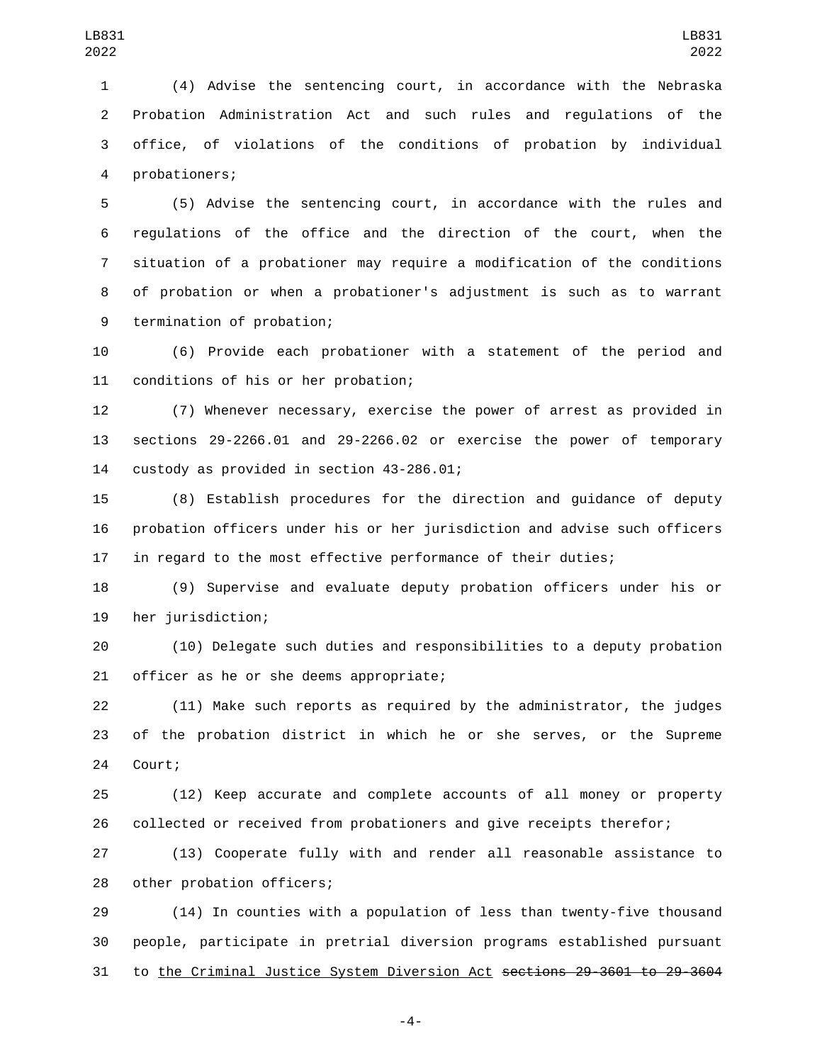(4) Advise the sentencing court, in accordance with the Nebraska Probation Administration Act and such rules and regulations of the office, of violations of the conditions of probation by individual probationers;

(5) Advise the sentencing court, in accordance with the rules and regulations of the office and the direction of the court, when the situation of a probationer may require a modification of the conditions of probation or when a probationer's adjustment is such as to warrant termination of probation;

(6) Provide each probationer with a statement of the period and conditions of his or her probation;

(7) Whenever necessary, exercise the power of arrest as provided in sections 29-2266.01 and 29-2266.02 or exercise the power of temporary custody as provided in section 43-286.01;

(8) Establish procedures for the direction and guidance of deputy probation officers under his or her jurisdiction and advise such officers in regard to the most effective performance of their duties;

(9) Supervise and evaluate deputy probation officers under his or her jurisdiction;

(10) Delegate such duties and responsibilities to a deputy probation officer as he or she deems appropriate;

(11) Make such reports as required by the administrator, the judges of the probation district in which he or she serves, or the Supreme Court;

(12) Keep accurate and complete accounts of all money or property collected or received from probationers and give receipts therefor;

(13) Cooperate fully with and render all reasonable assistance to other probation officers;

(14) In counties with a population of less than twenty-five thousand people, participate in pretrial diversion programs established pursuant to <u>the Criminal Justice System Diversion Act</u> ~~sections 29-3601 to 29-3604~~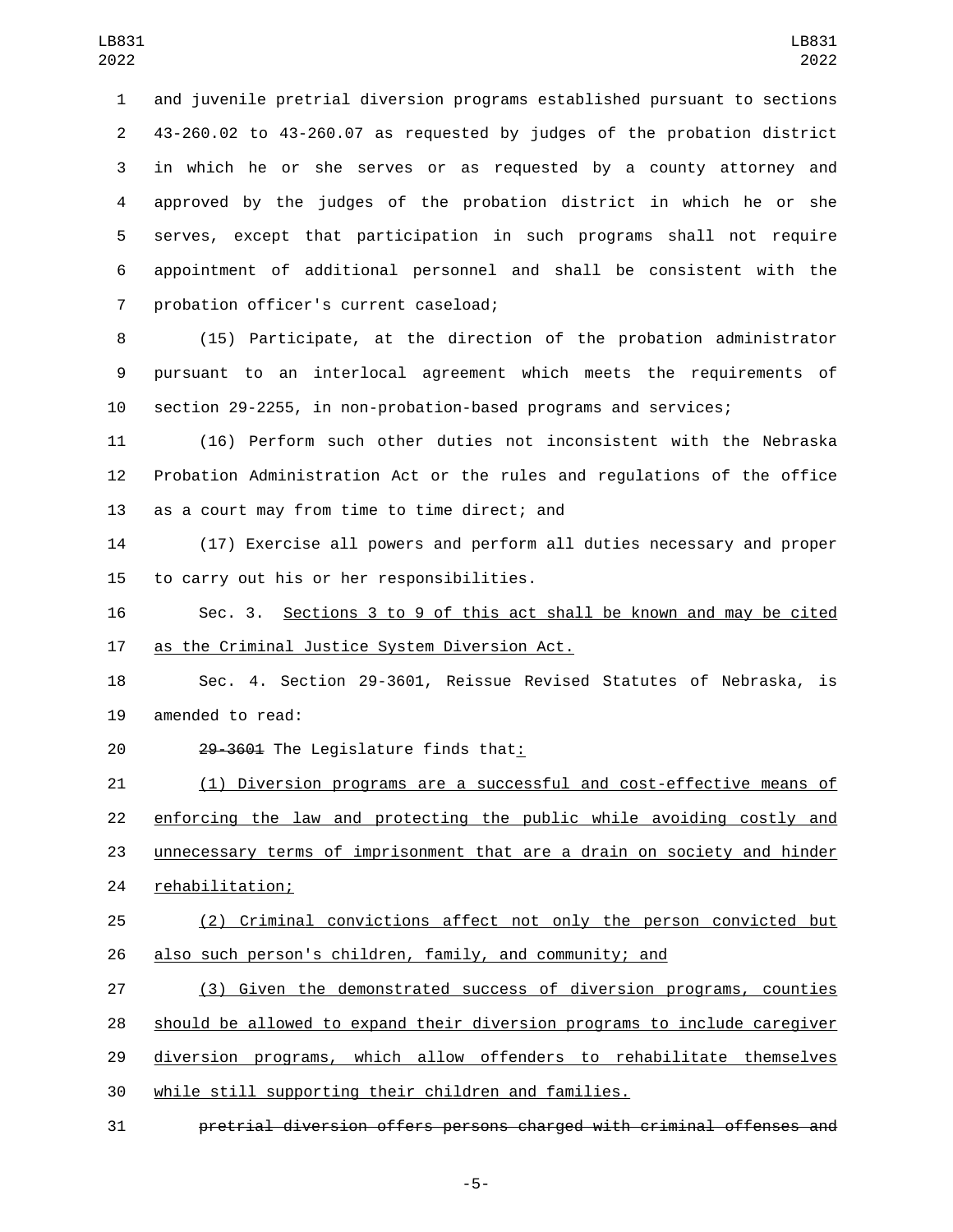and juvenile pretrial diversion programs established pursuant to sections 43-260.02 to 43-260.07 as requested by judges of the probation district in which he or she serves or as requested by a county attorney and approved by the judges of the probation district in which he or she serves, except that participation in such programs shall not require appointment of additional personnel and shall be consistent with the probation officer's current caseload;

(15) Participate, at the direction of the probation administrator pursuant to an interlocal agreement which meets the requirements of section 29-2255, in non-probation-based programs and services;

(16) Perform such other duties not inconsistent with the Nebraska Probation Administration Act or the rules and regulations of the office as a court may from time to time direct; and

(17) Exercise all powers and perform all duties necessary and proper to carry out his or her responsibilities.

Sec. 3. Sections 3 to 9 of this act shall be known and may be cited as the Criminal Justice System Diversion Act.

Sec. 4. Section 29-3601, Reissue Revised Statutes of Nebraska, is amended to read:

~~29-3601~~ The Legislature finds that:

(1) Diversion programs are a successful and cost-effective means of enforcing the law and protecting the public while avoiding costly and unnecessary terms of imprisonment that are a drain on society and hinder rehabilitation;

(2) Criminal convictions affect not only the person convicted but also such person's children, family, and community; and

(3) Given the demonstrated success of diversion programs, counties should be allowed to expand their diversion programs to include caregiver diversion programs, which allow offenders to rehabilitate themselves while still supporting their children and families.

~~pretrial diversion offers persons charged with criminal offenses and~~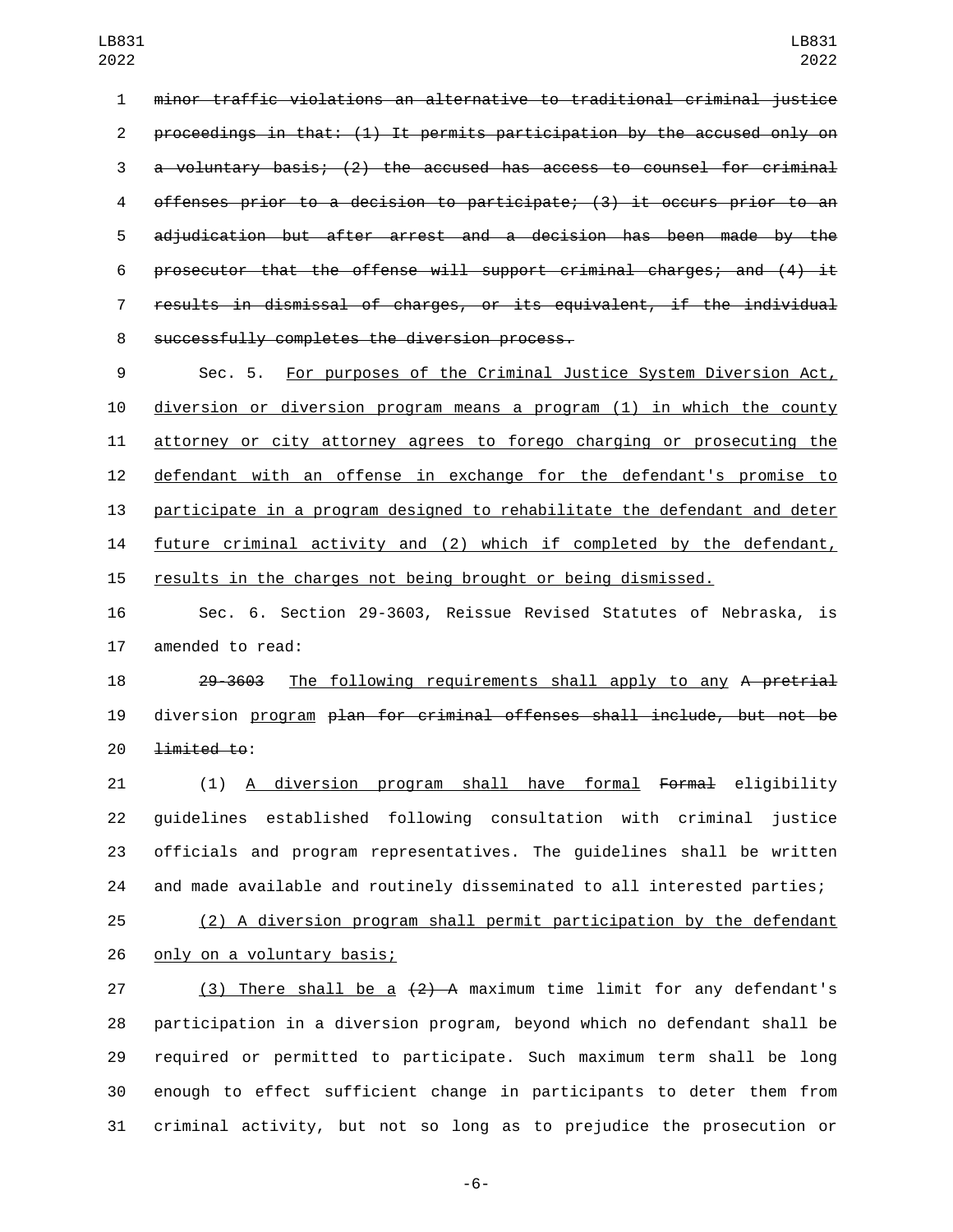~~minor traffic violations an alternative to traditional criminal justice proceedings in that: (1) It permits participation by the accused only on a voluntary basis; (2) the accused has access to counsel for criminal offenses prior to a decision to participate; (3) it occurs prior to an adjudication but after arrest and a decision has been made by the prosecutor that the offense will support criminal charges; and (4) it results in dismissal of charges, or its equivalent, if the individual successfully completes the diversion process.~~

Sec. 5. <u>For purposes of the Criminal Justice System Diversion Act, diversion or diversion program means a program (1) in which the county attorney or city attorney agrees to forego charging or prosecuting the defendant with an offense in exchange for the defendant's promise to participate in a program designed to rehabilitate the defendant and deter future criminal activity and (2) which if completed by the defendant, results in the charges not being brought or being dismissed.</u>

Sec. 6. Section 29-3603, Reissue Revised Statutes of Nebraska, is amended to read:

~~29-3603~~ <u>The following requirements shall apply to any</u> ~~A pretrial~~ diversion <u>program</u> ~~plan for criminal offenses shall include, but not be limited to~~:

(1) <u>A diversion program shall have formal</u> ~~Formal~~ eligibility guidelines established following consultation with criminal justice officials and program representatives. The guidelines shall be written and made available and routinely disseminated to all interested parties;

<u>(2) A diversion program shall permit participation by the defendant only on a voluntary basis;</u>

<u>(3) There shall be a</u> ~~(2) A~~ maximum time limit for any defendant's participation in a diversion program, beyond which no defendant shall be required or permitted to participate. Such maximum term shall be long enough to effect sufficient change in participants to deter them from criminal activity, but not so long as to prejudice the prosecution or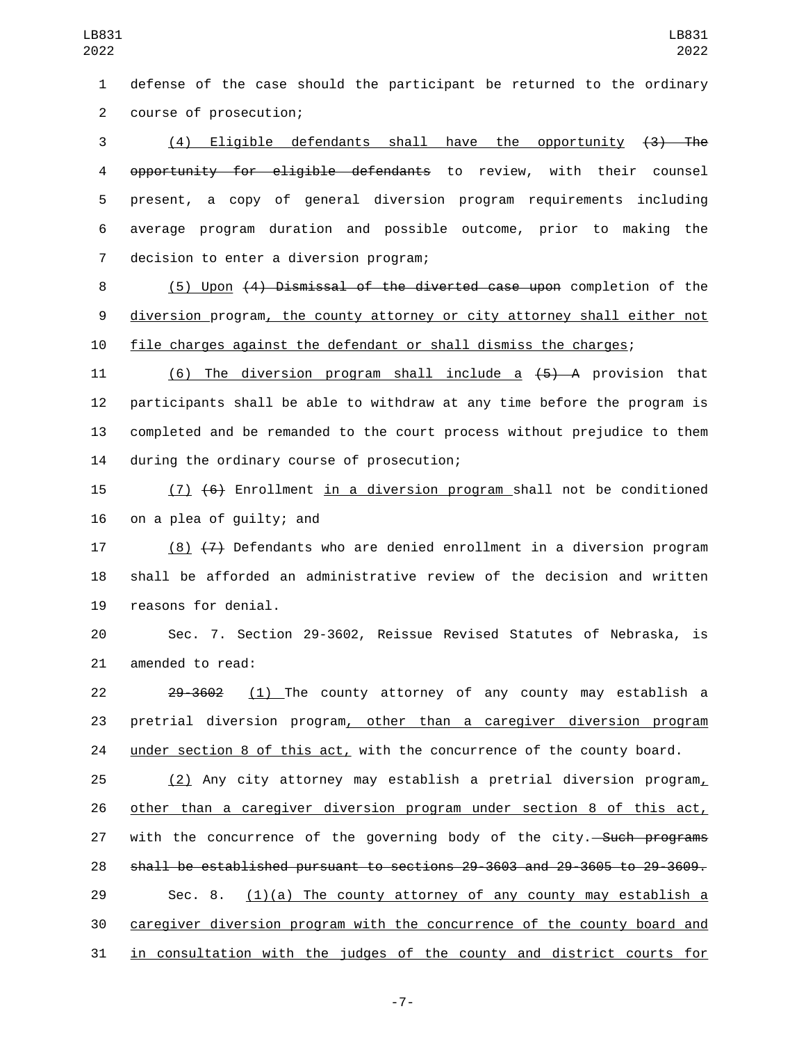defense of the case should the participant be returned to the ordinary course of prosecution;

(4) Eligible defendants shall have the opportunity ~~(3) The opportunity for eligible defendants~~ to review, with their counsel present, a copy of general diversion program requirements including average program duration and possible outcome, prior to making the decision to enter a diversion program;

(5) Upon ~~(4) Dismissal of the diverted case upon~~ completion of the diversion program, the county attorney or city attorney shall either not file charges against the defendant or shall dismiss the charges;

(6) The diversion program shall include a ~~(5) A~~ provision that participants shall be able to withdraw at any time before the program is completed and be remanded to the court process without prejudice to them during the ordinary course of prosecution;

(7) ~~(6)~~ Enrollment in a diversion program shall not be conditioned on a plea of guilty; and

(8) ~~(7)~~ Defendants who are denied enrollment in a diversion program shall be afforded an administrative review of the decision and written reasons for denial.

Sec. 7. Section 29-3602, Reissue Revised Statutes of Nebraska, is amended to read:

~~29-3602~~ (1) The county attorney of any county may establish a pretrial diversion program, other than a caregiver diversion program under section 8 of this act, with the concurrence of the county board.

(2) Any city attorney may establish a pretrial diversion program, other than a caregiver diversion program under section 8 of this act, with the concurrence of the governing body of the city. ~~Such programs shall be established pursuant to sections 29-3603 and 29-3605 to 29-3609.~~

Sec. 8. (1)(a) The county attorney of any county may establish a caregiver diversion program with the concurrence of the county board and in consultation with the judges of the county and district courts for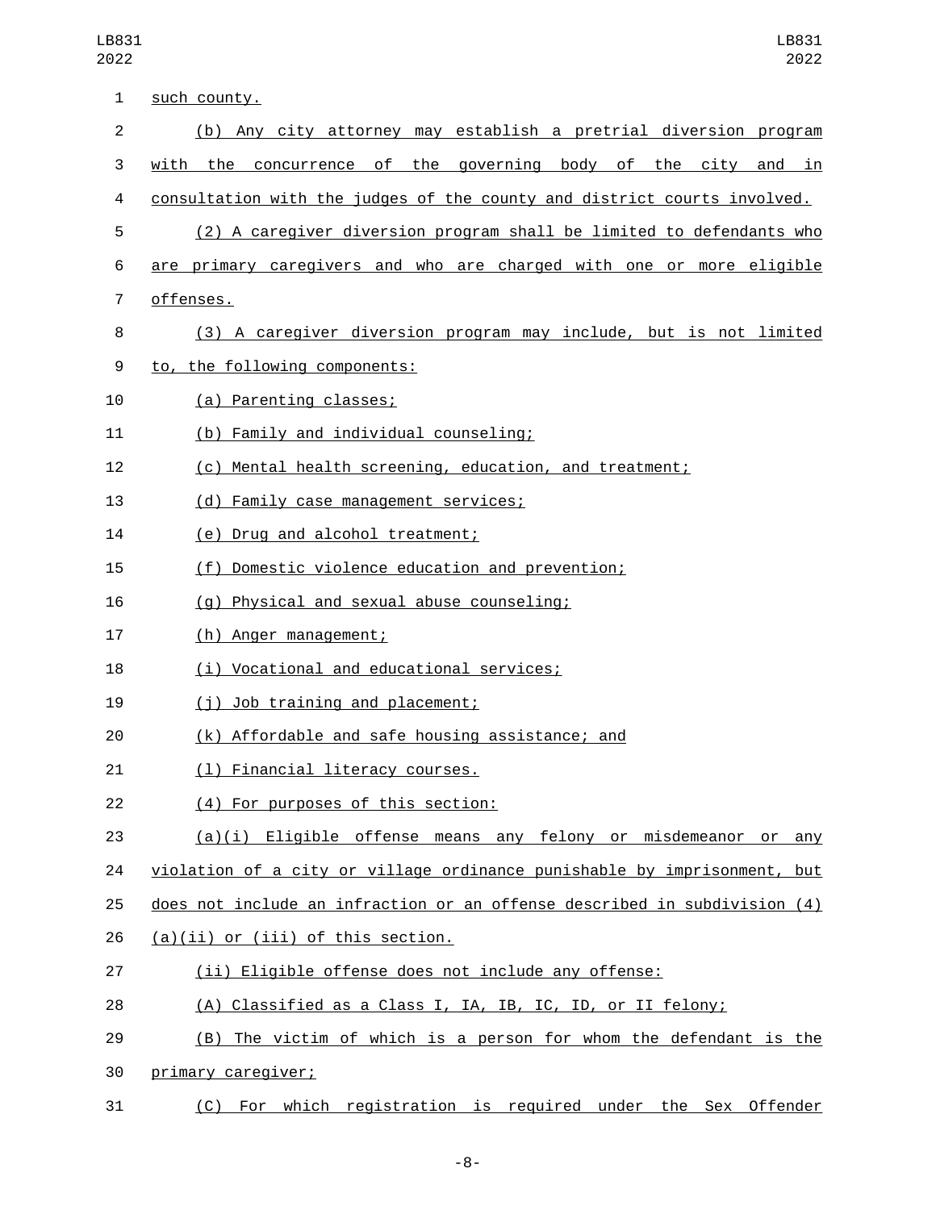such county.

(b) Any city attorney may establish a pretrial diversion program with the concurrence of the governing body of the city and in consultation with the judges of the county and district courts involved.

(2) A caregiver diversion program shall be limited to defendants who are primary caregivers and who are charged with one or more eligible offenses.

(3) A caregiver diversion program may include, but is not limited to, the following components:

(a) Parenting classes;

(b) Family and individual counseling;

(c) Mental health screening, education, and treatment;

(d) Family case management services;

(e) Drug and alcohol treatment;

(f) Domestic violence education and prevention;

(g) Physical and sexual abuse counseling;

(h) Anger management;

(i) Vocational and educational services;

(j) Job training and placement;

(k) Affordable and safe housing assistance; and

(l) Financial literacy courses.

(4) For purposes of this section:

(a)(i) Eligible offense means any felony or misdemeanor or any violation of a city or village ordinance punishable by imprisonment, but does not include an infraction or an offense described in subdivision (4)(a)(ii) or (iii) of this section.

(ii) Eligible offense does not include any offense:

(A) Classified as a Class I, IA, IB, IC, ID, or II felony;

(B) The victim of which is a person for whom the defendant is the primary caregiver;

(C) For which registration is required under the Sex Offender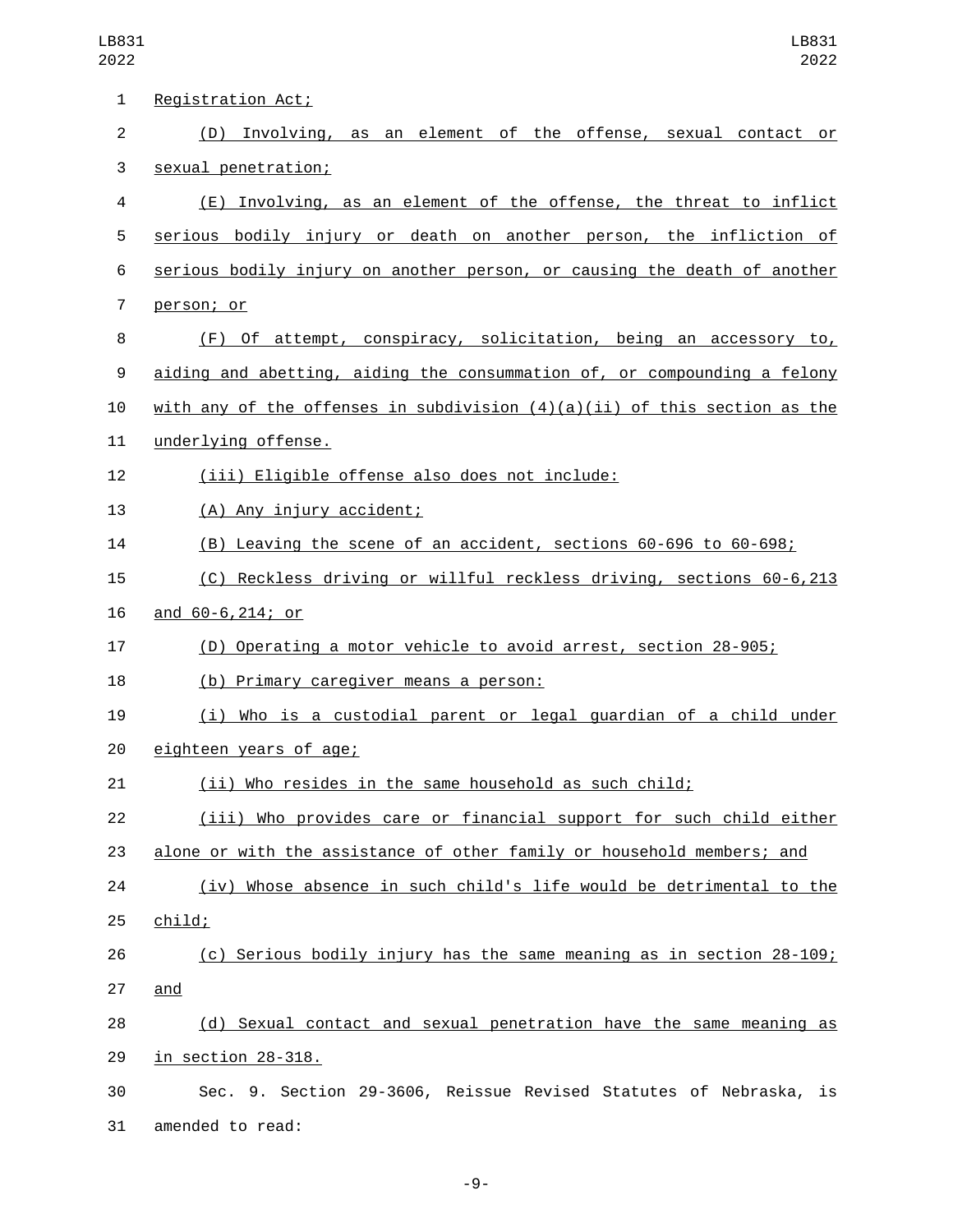Registration Act;

(D) Involving, as an element of the offense, sexual contact or sexual penetration;

(E) Involving, as an element of the offense, the threat to inflict serious bodily injury or death on another person, the infliction of serious bodily injury on another person, or causing the death of another person; or

(F) Of attempt, conspiracy, solicitation, being an accessory to, aiding and abetting, aiding the consummation of, or compounding a felony with any of the offenses in subdivision (4)(a)(ii) of this section as the underlying offense.

(iii) Eligible offense also does not include:

(A) Any injury accident;

(B) Leaving the scene of an accident, sections 60-696 to 60-698;

(C) Reckless driving or willful reckless driving, sections 60-6,213 and 60-6,214; or

(D) Operating a motor vehicle to avoid arrest, section 28-905;

(b) Primary caregiver means a person:

(i) Who is a custodial parent or legal guardian of a child under eighteen years of age;

(ii) Who resides in the same household as such child;

(iii) Who provides care or financial support for such child either alone or with the assistance of other family or household members; and

(iv) Whose absence in such child's life would be detrimental to the child;

(c) Serious bodily injury has the same meaning as in section 28-109; and

(d) Sexual contact and sexual penetration have the same meaning as in section 28-318.

Sec. 9. Section 29-3606, Reissue Revised Statutes of Nebraska, is amended to read: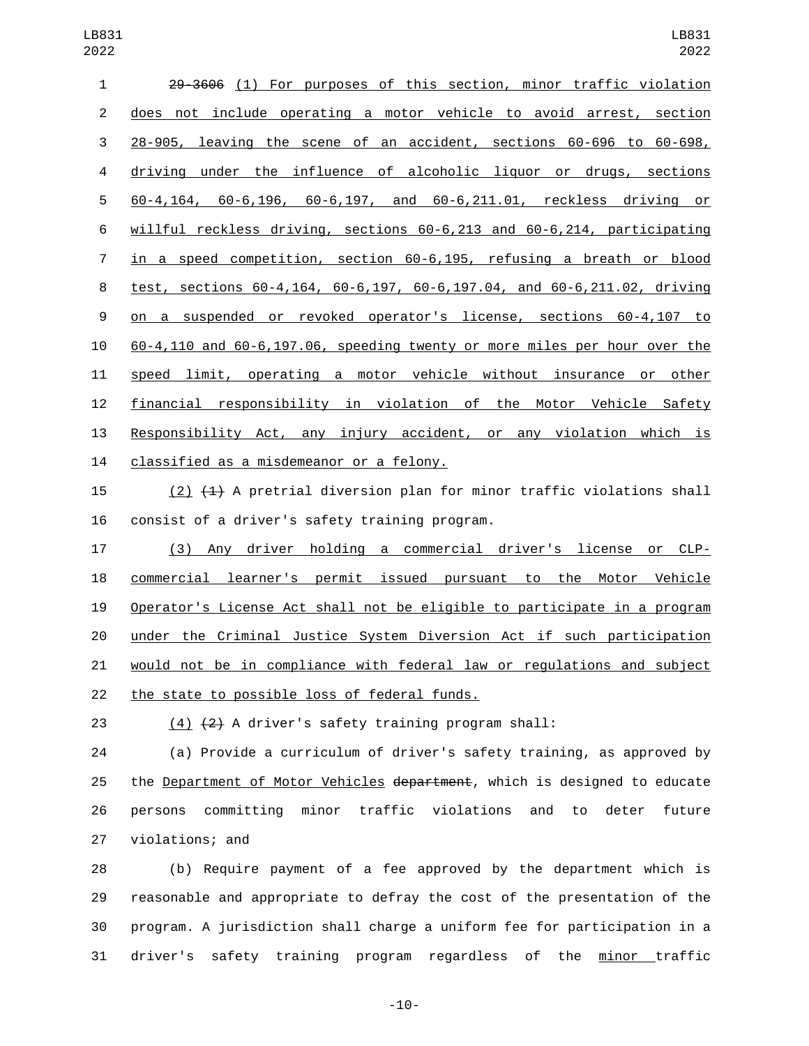~~29-3606~~ (1) For purposes of this section, minor traffic violation does not include operating a motor vehicle to avoid arrest, section 28-905, leaving the scene of an accident, sections 60-696 to 60-698, driving under the influence of alcoholic liquor or drugs, sections 60-4,164, 60-6,196, 60-6,197, and 60-6,211.01, reckless driving or willful reckless driving, sections 60-6,213 and 60-6,214, participating in a speed competition, section 60-6,195, refusing a breath or blood test, sections 60-4,164, 60-6,197, 60-6,197.04, and 60-6,211.02, driving on a suspended or revoked operator's license, sections 60-4,107 to 60-4,110 and 60-6,197.06, speeding twenty or more miles per hour over the speed limit, operating a motor vehicle without insurance or other financial responsibility in violation of the Motor Vehicle Safety Responsibility Act, any injury accident, or any violation which is classified as a misdemeanor or a felony.

(2) ~~(1)~~ A pretrial diversion plan for minor traffic violations shall consist of a driver's safety training program.

(3) Any driver holding a commercial driver's license or CLP-commercial learner's permit issued pursuant to the Motor Vehicle Operator's License Act shall not be eligible to participate in a program under the Criminal Justice System Diversion Act if such participation would not be in compliance with federal law or regulations and subject the state to possible loss of federal funds.

(4) ~~(2)~~ A driver's safety training program shall:

(a) Provide a curriculum of driver's safety training, as approved by the Department of Motor Vehicles ~~department~~, which is designed to educate persons committing minor traffic violations and to deter future violations; and

(b) Require payment of a fee approved by the department which is reasonable and appropriate to defray the cost of the presentation of the program. A jurisdiction shall charge a uniform fee for participation in a driver's safety training program regardless of the minor traffic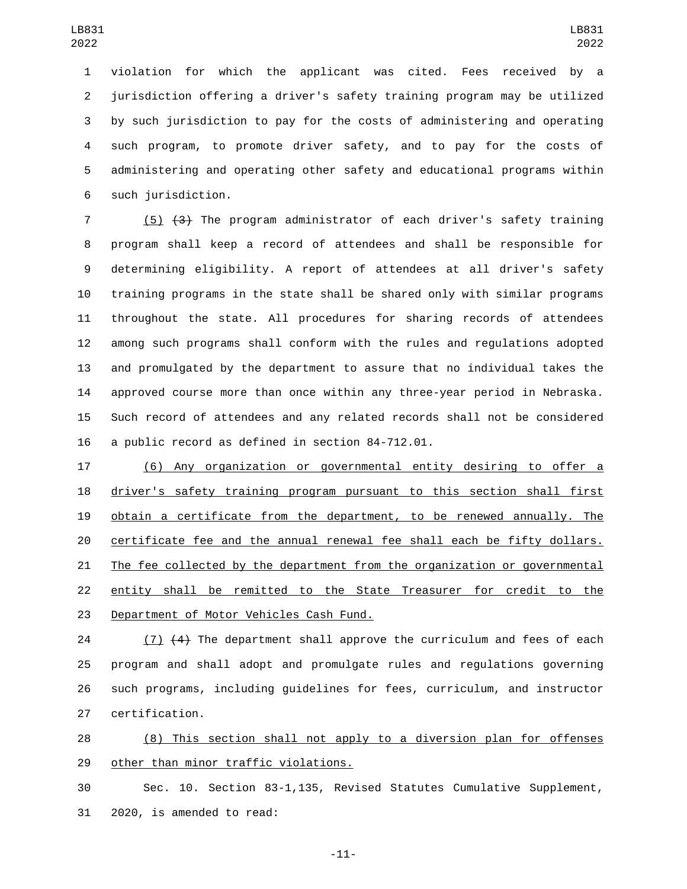violation for which the applicant was cited. Fees received by a jurisdiction offering a driver's safety training program may be utilized by such jurisdiction to pay for the costs of administering and operating such program, to promote driver safety, and to pay for the costs of administering and operating other safety and educational programs within such jurisdiction.

(5) ~~(3)~~ The program administrator of each driver's safety training program shall keep a record of attendees and shall be responsible for determining eligibility. A report of attendees at all driver's safety training programs in the state shall be shared only with similar programs throughout the state. All procedures for sharing records of attendees among such programs shall conform with the rules and regulations adopted and promulgated by the department to assure that no individual takes the approved course more than once within any three-year period in Nebraska. Such record of attendees and any related records shall not be considered a public record as defined in section 84-712.01.

(6) Any organization or governmental entity desiring to offer a driver's safety training program pursuant to this section shall first obtain a certificate from the department, to be renewed annually. The certificate fee and the annual renewal fee shall each be fifty dollars. The fee collected by the department from the organization or governmental entity shall be remitted to the State Treasurer for credit to the Department of Motor Vehicles Cash Fund.

(7) ~~(4)~~ The department shall approve the curriculum and fees of each program and shall adopt and promulgate rules and regulations governing such programs, including guidelines for fees, curriculum, and instructor certification.

(8) This section shall not apply to a diversion plan for offenses other than minor traffic violations.

Sec. 10. Section 83-1,135, Revised Statutes Cumulative Supplement, 2020, is amended to read: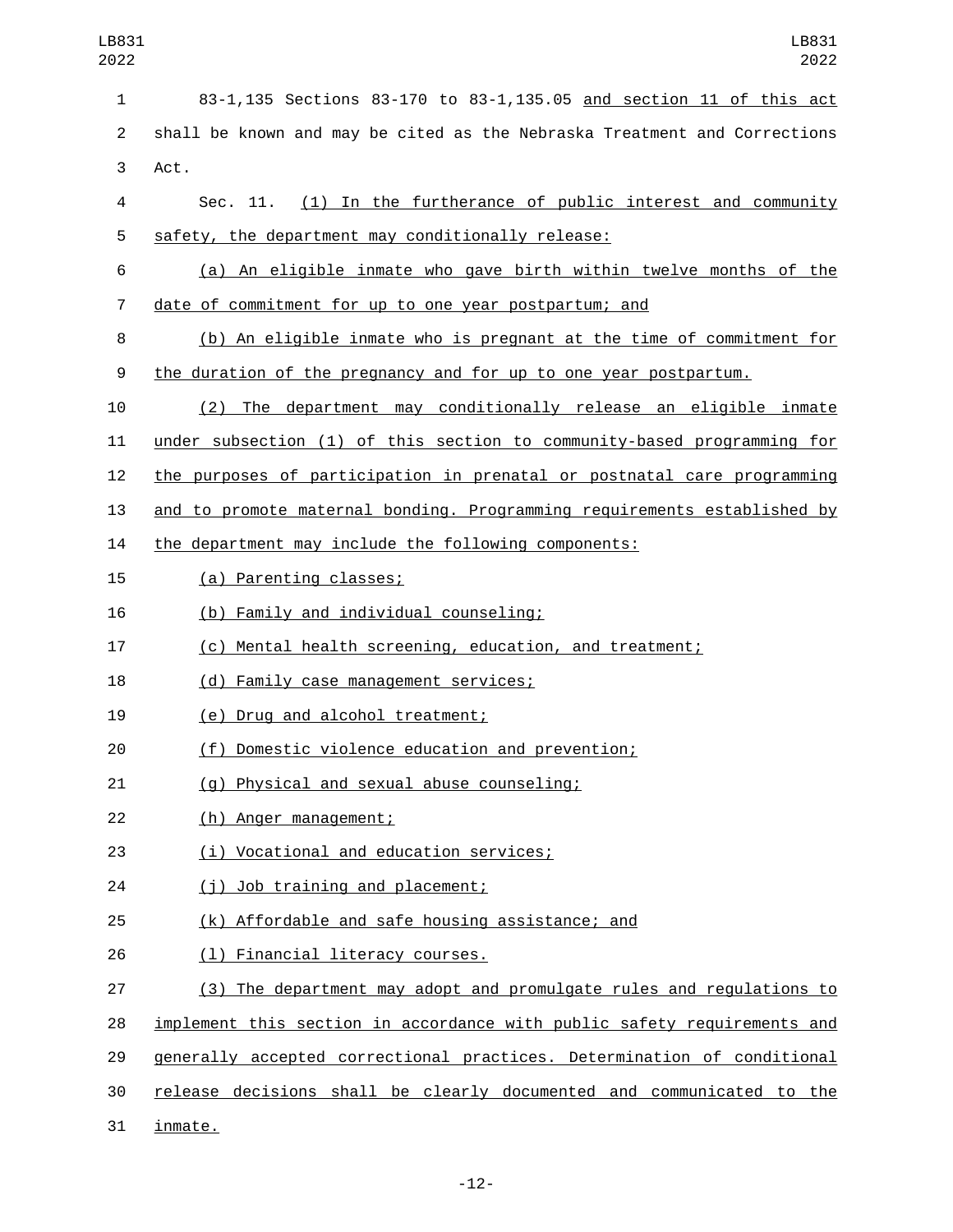83-1,135 Sections 83-170 to 83-1,135.05 and section 11 of this act shall be known and may be cited as the Nebraska Treatment and Corrections Act.

Sec. 11. (1) In the furtherance of public interest and community safety, the department may conditionally release:

(a) An eligible inmate who gave birth within twelve months of the date of commitment for up to one year postpartum; and

(b) An eligible inmate who is pregnant at the time of commitment for the duration of the pregnancy and for up to one year postpartum.

(2) The department may conditionally release an eligible inmate under subsection (1) of this section to community-based programming for the purposes of participation in prenatal or postnatal care programming and to promote maternal bonding. Programming requirements established by the department may include the following components:

(a) Parenting classes;

(b) Family and individual counseling;

(c) Mental health screening, education, and treatment;

(d) Family case management services;

(e) Drug and alcohol treatment;

(f) Domestic violence education and prevention;

(g) Physical and sexual abuse counseling;

(h) Anger management;

(i) Vocational and education services;

(j) Job training and placement;

(k) Affordable and safe housing assistance; and

(l) Financial literacy courses.

(3) The department may adopt and promulgate rules and regulations to implement this section in accordance with public safety requirements and generally accepted correctional practices. Determination of conditional release decisions shall be clearly documented and communicated to the inmate.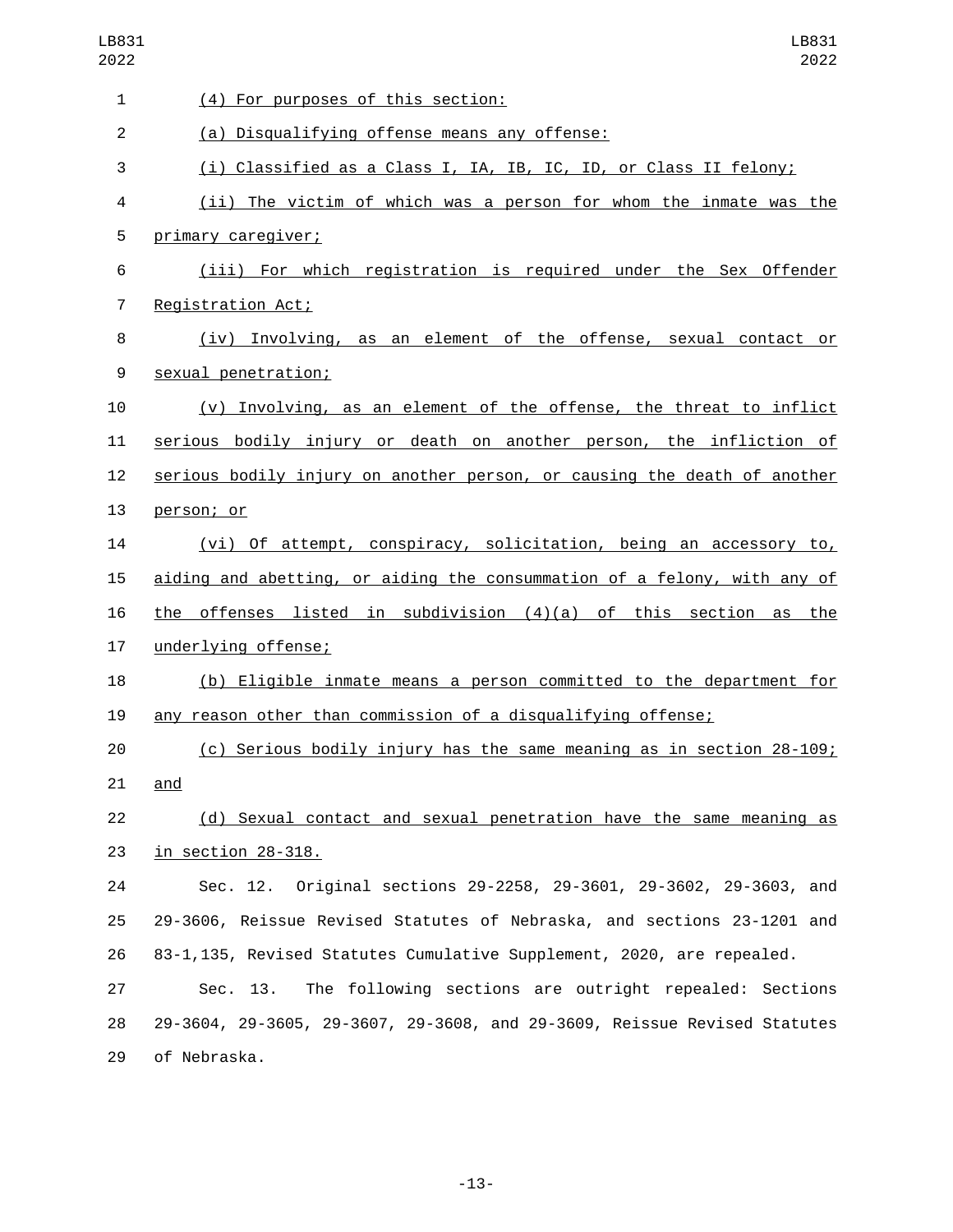(4) For purposes of this section:

(a) Disqualifying offense means any offense:

(i) Classified as a Class I, IA, IB, IC, ID, or Class II felony;

(ii) The victim of which was a person for whom the inmate was the primary caregiver;

(iii) For which registration is required under the Sex Offender Registration Act;

(iv) Involving, as an element of the offense, sexual contact or sexual penetration;

(v) Involving, as an element of the offense, the threat to inflict serious bodily injury or death on another person, the infliction of serious bodily injury on another person, or causing the death of another person; or

(vi) Of attempt, conspiracy, solicitation, being an accessory to, aiding and abetting, or aiding the consummation of a felony, with any of the offenses listed in subdivision (4)(a) of this section as the underlying offense;

(b) Eligible inmate means a person committed to the department for any reason other than commission of a disqualifying offense;

(c) Serious bodily injury has the same meaning as in section 28-109; and

(d) Sexual contact and sexual penetration have the same meaning as in section 28-318.

Sec. 12. Original sections 29-2258, 29-3601, 29-3602, 29-3603, and 29-3606, Reissue Revised Statutes of Nebraska, and sections 23-1201 and 83-1,135, Revised Statutes Cumulative Supplement, 2020, are repealed.

Sec. 13. The following sections are outright repealed: Sections 29-3604, 29-3605, 29-3607, 29-3608, and 29-3609, Reissue Revised Statutes of Nebraska.